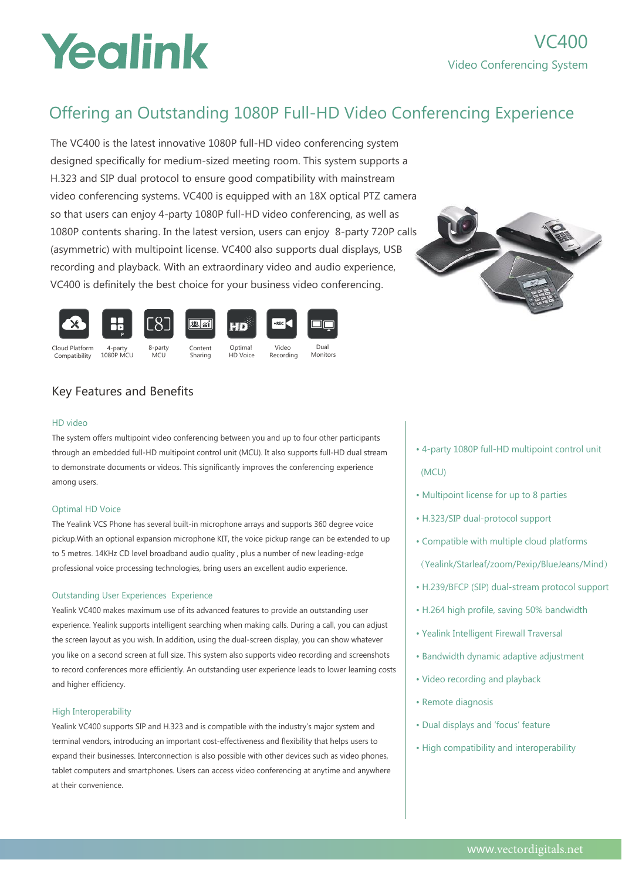# Yealink

## VC400

Video Conferencing System

## Offering an Outstanding 1080P Full-HD Video Conferencing Experience

The VC400 is the latest innovative 1080P full-HD video conferencing system designed specifically for medium-sized meeting room. This system supports a H.323 and SIP dual protocol to ensure good compatibility with mainstream video conferencing systems. VC400 is equipped with an 18X optical PTZ camera so that users can enjoy 4-party 1080P full-HD video conferencing, as well as 1080P contents sharing. In the latest version, users can enjoy 8-party 720P calls (asymmetric) with multipoint license. VC400 also supports dual displays, USB recording and playback. With an extraordinary video and audio experience, VC400 is definitely the best choice for your business video conferencing.

Cloud Platform Compatibility | 4-party 1080P MCU | 8-party MCU | Content Sharing | Optimal HD Voice | Video Recording | Dual Monitors

### Key Features and Benefits

#### HD video

The system offers multipoint video conferencing between you and up to four other participants through an embedded full-HD multipoint control unit (MCU). It also supports full-HD dual stream to demonstrate documents or videos. This significantly improves the conferencing experience among users.

#### Optimal HD Voice

The Yealink VCS Phone has several built-in microphone arrays and supports 360 degree voice pickup.With an optional expansion microphone KIT, the voice pickup range can be extended to up to 5 metres. 14KHz CD level broadband audio quality , plus a number of new leading-edge professional voice processing technologies, bring users an excellent audio experience.

#### Outstanding User Experiences Experience

Yealink VC400 makes maximum use of its advanced features to provide an outstanding user experience. Yealink supports intelligent searching when making calls. During a call, you can adjust the screen layout as you wish. In addition, using the dual-screen display, you can show whatever you like on a second screen at full size. This system also supports video recording and screenshots to record conferences more efficiently. An outstanding user experience leads to lower learning costs and higher efficiency.

#### High Interoperability

Yealink VC400 supports SIP and H.323 and is compatible with the industry's major system and terminal vendors, introducing an important cost-effectiveness and flexibility that helps users to expand their businesses. Interconnection is also possible with other devices such as video phones, tablet computers and smartphones. Users can access video conferencing at anytime and anywhere at their convenience.

- 4-party 1080P full-HD multipoint control unit (MCU)
- Multipoint license for up to 8 parties
- H.323/SIP dual-protocol support
- Compatible with multiple cloud platforms （Yealink/Starleaf/zoom/Pexip/BlueJeans/Mind）
- H.239/BFCP (SIP) dual-stream protocol support
- H.264 high profile, saving 50% bandwidth
- Yealink Intelligent Firewall Traversal
- Bandwidth dynamic adaptive adjustment
- Video recording and playback
- Remote diagnosis
- Dual displays and 'focus' feature
- High compatibility and interoperability

www.vectordigitals.net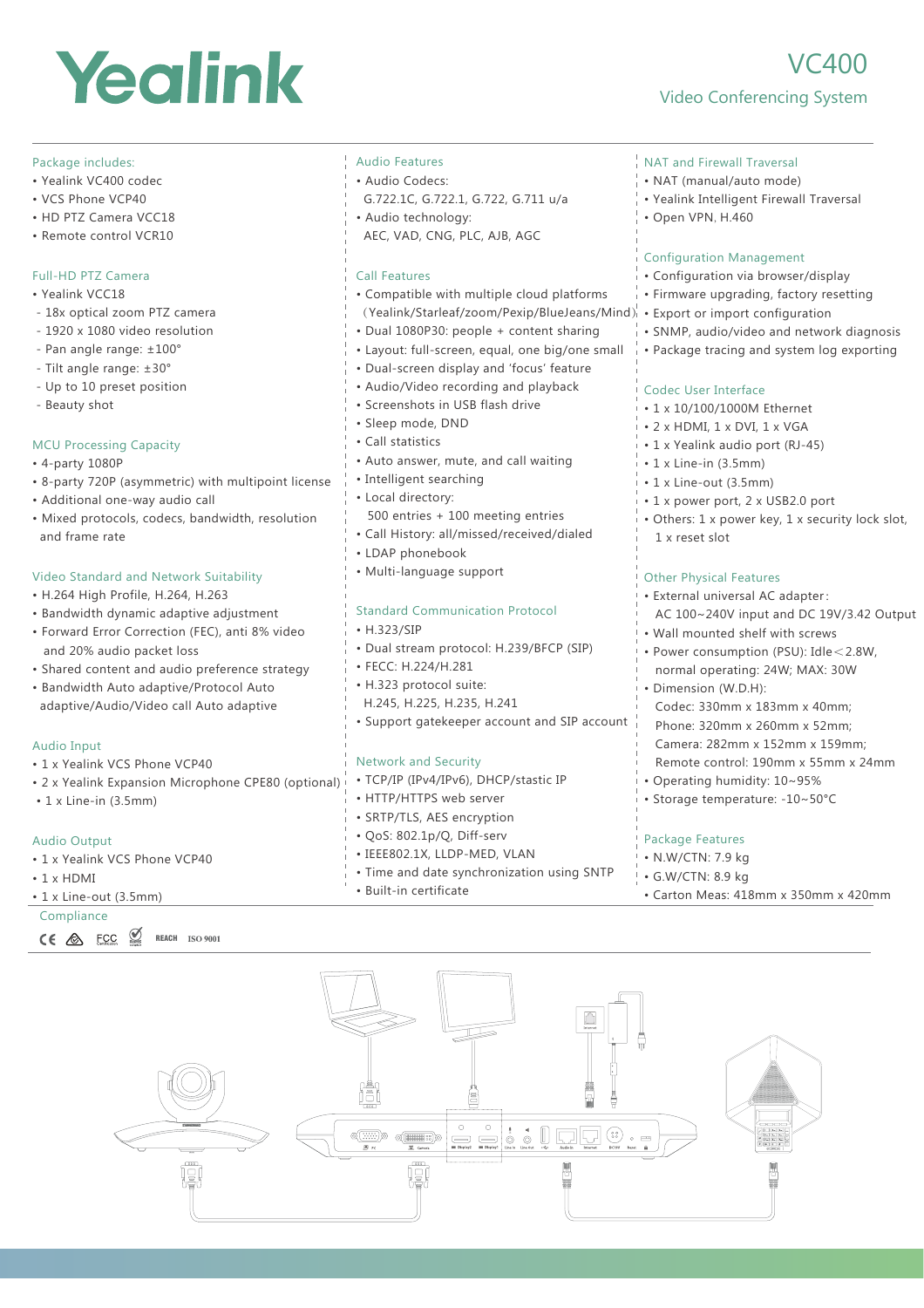# Yealink

## VC400

Video Conferencing System

### Package includes:

- Yealink VC400 codec
- VCS Phone VCP40
- HD PTZ Camera VCC18
- Remote control VCR10

### Full-HD PTZ Camera

- Yealink VCC18
  - 18x optical zoom PTZ camera
  - 1920 x 1080 video resolution
  - Pan angle range: ±100°
  - Tilt angle range: ±30°
  - Up to 10 preset position
  - Beauty shot

### MCU Processing Capacity

- 4-party 1080P
- 8-party 720P (asymmetric) with multipoint license
- Additional one-way audio call
- Mixed protocols, codecs, bandwidth, resolution and frame rate

### Video Standard and Network Suitability

- H.264 High Profile, H.264, H.263
- Bandwidth dynamic adaptive adjustment
- Forward Error Correction (FEC), anti 8% video and 20% audio packet loss
- Shared content and audio preference strategy
- Bandwidth Auto adaptive/Protocol Auto adaptive/Audio/Video call Auto adaptive

### Audio Input

- 1 x Yealink VCS Phone VCP40
- 2 x Yealink Expansion Microphone CPE80 (optional)
- 1 x Line-in (3.5mm)

### Audio Output

- 1 x Yealink VCS Phone VCP40
- 1 x HDMI
- 1 x Line-out (3.5mm)

### Compliance

CE FCC REACH ISO 9001

### Audio Features

- Audio Codecs: G.722.1C, G.722.1, G.722, G.711 u/a
- Audio technology: AEC, VAD, CNG, PLC, AJB, AGC

### Call Features

- Compatible with multiple cloud platforms (Yealink/Starleaf/zoom/Pexip/BlueJeans/Mind)
- Dual 1080P30: people + content sharing
- Layout: full-screen, equal, one big/one small
- Dual-screen display and 'focus' feature
- Audio/Video recording and playback
- Screenshots in USB flash drive
- Sleep mode, DND
- Call statistics
- Auto answer, mute, and call waiting
- Intelligent searching
- Local directory: 500 entries + 100 meeting entries
- Call History: all/missed/received/dialed
- LDAP phonebook
- Multi-language support

### Standard Communication Protocol

- H.323/SIP
- Dual stream protocol: H.239/BFCP (SIP)
- FECC: H.224/H.281
- H.323 protocol suite: H.245, H.225, H.235, H.241
- Support gatekeeper account and SIP account

### Network and Security

- TCP/IP (IPv4/IPv6), DHCP/stastic IP
- HTTP/HTTPS web server
- SRTP/TLS, AES encryption
- QoS: 802.1p/Q, Diff-serv
- IEEE802.1X, LLDP-MED, VLAN
- Time and date synchronization using SNTP
- Built-in certificate

### NAT and Firewall Traversal

- NAT (manual/auto mode)
- Yealink Intelligent Firewall Traversal
- Open VPN, H.460

### Configuration Management

- Configuration via browser/display
- Firmware upgrading, factory resetting
- Export or import configuration
- SNMP, audio/video and network diagnosis
- Package tracing and system log exporting

### Codec User Interface

- 1 x 10/100/1000M Ethernet
- 2 x HDMI, 1 x DVI, 1 x VGA
- 1 x Yealink audio port (RJ-45)
- 1 x Line-in (3.5mm)
- 1 x Line-out (3.5mm)
- 1 x power port, 2 x USB2.0 port
- Others: 1 x power key, 1 x security lock slot, 1 x reset slot

### Other Physical Features

- External universal AC adapter: AC 100~240V input and DC 19V/3.42 Output
- Wall mounted shelf with screws
- Power consumption (PSU): Idle<2.8W, normal operating: 24W; MAX: 30W
- Dimension (W.D.H):
  Codec: 330mm x 183mm x 40mm;
  Phone: 320mm x 260mm x 52mm;
  Camera: 282mm x 152mm x 159mm;
  Remote control: 190mm x 55mm x 24mm
- Operating humidity: 10~95%
- Storage temperature: -10~50°C

### Package Features

- N.W/CTN: 7.9 kg
- G.W/CTN: 8.9 kg
- Carton Meas: 418mm x 350mm x 420mm